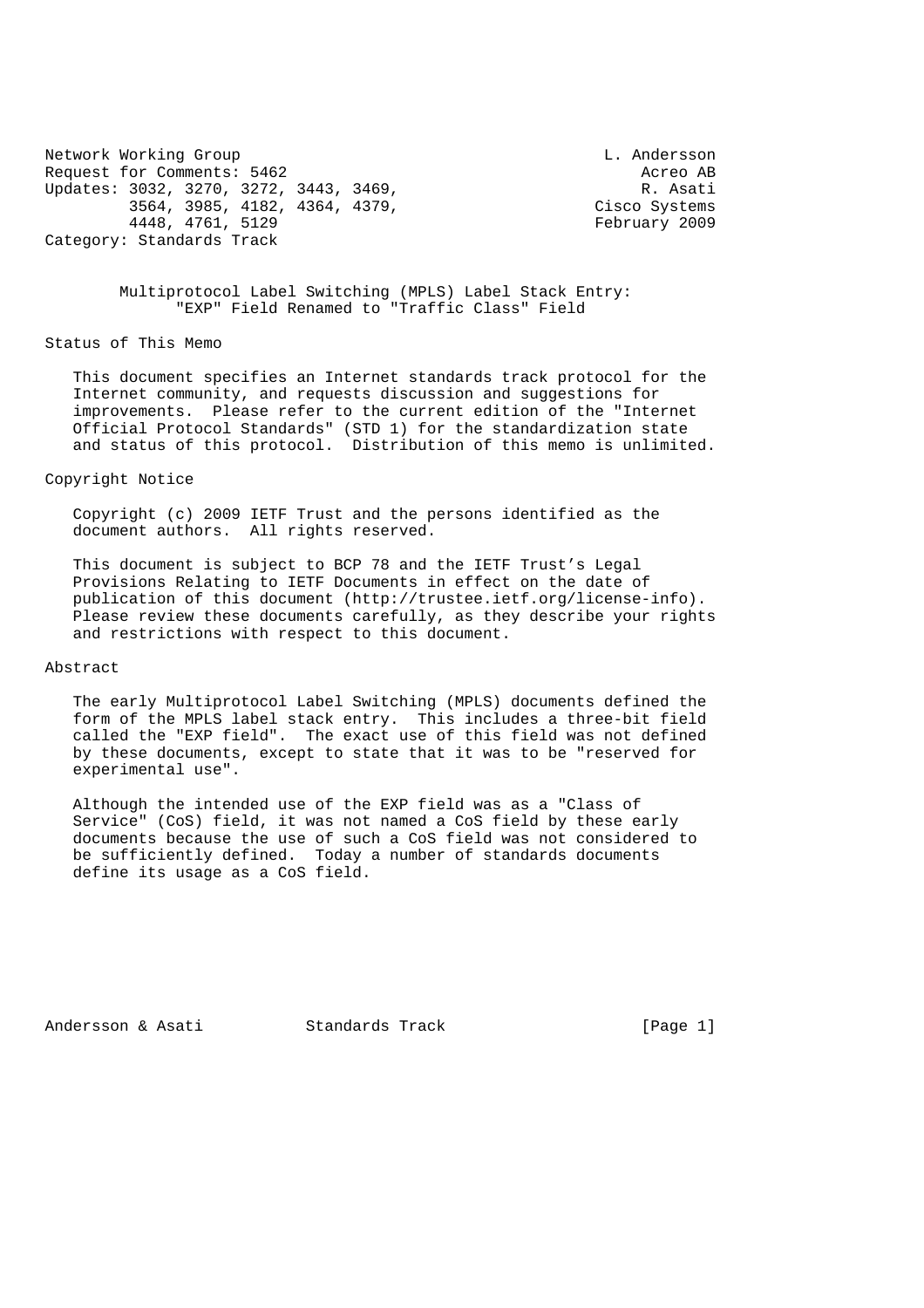Network Working Group                                        L. Andersson
Request for Comments: 5462                                       Acreo AB
Updates: 3032, 3270, 3272, 3443, 3469,                           R. Asati
         3564, 3985, 4182, 4364, 4379,                      Cisco Systems
         4448, 4761, 5129                                   February 2009
Category: Standards Track

# Multiprotocol Label Switching (MPLS) Label Stack Entry: "EXP" Field Renamed to "Traffic Class" Field

## Status of This Memo

This document specifies an Internet standards track protocol for the Internet community, and requests discussion and suggestions for improvements. Please refer to the current edition of the "Internet Official Protocol Standards" (STD 1) for the standardization state and status of this protocol. Distribution of this memo is unlimited.

## Copyright Notice

Copyright (c) 2009 IETF Trust and the persons identified as the document authors. All rights reserved.

This document is subject to BCP 78 and the IETF Trust's Legal Provisions Relating to IETF Documents in effect on the date of publication of this document (http://trustee.ietf.org/license-info). Please review these documents carefully, as they describe your rights and restrictions with respect to this document.

## Abstract

The early Multiprotocol Label Switching (MPLS) documents defined the form of the MPLS label stack entry. This includes a three-bit field called the "EXP field". The exact use of this field was not defined by these documents, except to state that it was to be "reserved for experimental use".

Although the intended use of the EXP field was as a "Class of Service" (CoS) field, it was not named a CoS field by these early documents because the use of such a CoS field was not considered to be sufficiently defined. Today a number of standards documents define its usage as a CoS field.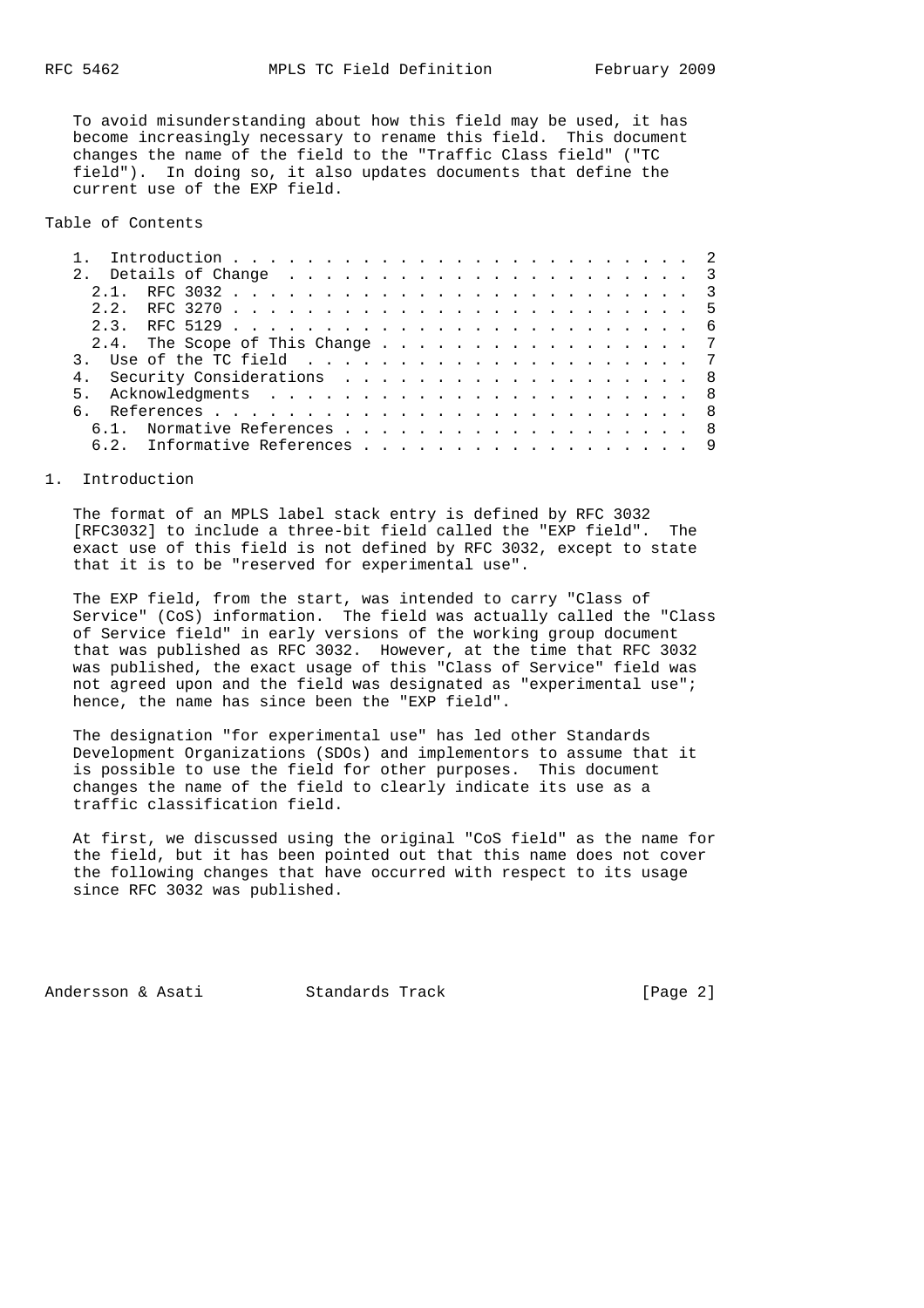To avoid misunderstanding about how this field may be used, it has become increasingly necessary to rename this field. This document changes the name of the field to the "Traffic Class field" ("TC field"). In doing so, it also updates documents that define the current use of the EXP field.

## Table of Contents

```
   1.  Introduction . . . . . . . . . . . . . . . . . . . . . . . . .  2
   2.  Details of Change  . . . . . . . . . . . . . . . . . . . . . .  3
     2.1.  RFC 3032 . . . . . . . . . . . . . . . . . . . . . . . . .  3
     2.2.  RFC 3270 . . . . . . . . . . . . . . . . . . . . . . . . .  5
     2.3.  RFC 5129 . . . . . . . . . . . . . . . . . . . . . . . . .  6
     2.4.  The Scope of This Change . . . . . . . . . . . . . . . . .  7
   3.  Use of the TC field  . . . . . . . . . . . . . . . . . . . . .  7
   4.  Security Considerations  . . . . . . . . . . . . . . . . . . .  8
   5.  Acknowledgments  . . . . . . . . . . . . . . . . . . . . . . .  8
   6.  References . . . . . . . . . . . . . . . . . . . . . . . . . .  8
     6.1.  Normative References . . . . . . . . . . . . . . . . . . .  8
     6.2.  Informative References . . . . . . . . . . . . . . . . . .  9
```

## 1. Introduction

The format of an MPLS label stack entry is defined by RFC 3032 [RFC3032] to include a three-bit field called the "EXP field". The exact use of this field is not defined by RFC 3032, except to state that it is to be "reserved for experimental use".

The EXP field, from the start, was intended to carry "Class of Service" (CoS) information. The field was actually called the "Class of Service field" in early versions of the working group document that was published as RFC 3032. However, at the time that RFC 3032 was published, the exact usage of this "Class of Service" field was not agreed upon and the field was designated as "experimental use"; hence, the name has since been the "EXP field".

The designation "for experimental use" has led other Standards Development Organizations (SDOs) and implementors to assume that it is possible to use the field for other purposes. This document changes the name of the field to clearly indicate its use as a traffic classification field.

At first, we discussed using the original "CoS field" as the name for the field, but it has been pointed out that this name does not cover the following changes that have occurred with respect to its usage since RFC 3032 was published.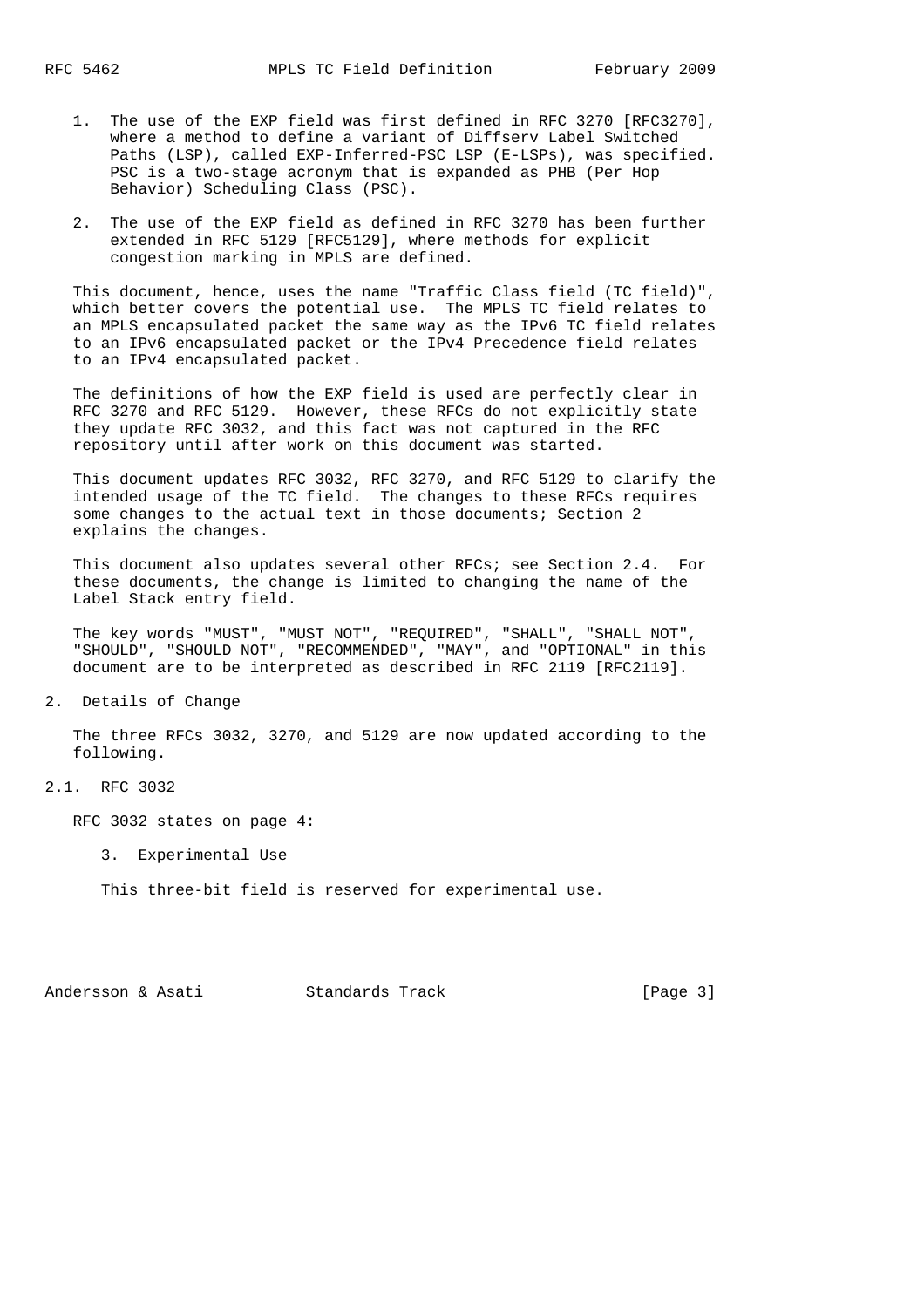1. The use of the EXP field was first defined in RFC 3270 [RFC3270], where a method to define a variant of Diffserv Label Switched Paths (LSP), called EXP-Inferred-PSC LSP (E-LSPs), was specified. PSC is a two-stage acronym that is expanded as PHB (Per Hop Behavior) Scheduling Class (PSC).

2. The use of the EXP field as defined in RFC 3270 has been further extended in RFC 5129 [RFC5129], where methods for explicit congestion marking in MPLS are defined.

This document, hence, uses the name "Traffic Class field (TC field)", which better covers the potential use. The MPLS TC field relates to an MPLS encapsulated packet the same way as the IPv6 TC field relates to an IPv6 encapsulated packet or the IPv4 Precedence field relates to an IPv4 encapsulated packet.

The definitions of how the EXP field is used are perfectly clear in RFC 3270 and RFC 5129. However, these RFCs do not explicitly state they update RFC 3032, and this fact was not captured in the RFC repository until after work on this document was started.

This document updates RFC 3032, RFC 3270, and RFC 5129 to clarify the intended usage of the TC field. The changes to these RFCs requires some changes to the actual text in those documents; Section 2 explains the changes.

This document also updates several other RFCs; see Section 2.4. For these documents, the change is limited to changing the name of the Label Stack entry field.

The key words "MUST", "MUST NOT", "REQUIRED", "SHALL", "SHALL NOT", "SHOULD", "SHOULD NOT", "RECOMMENDED", "MAY", and "OPTIONAL" in this document are to be interpreted as described in RFC 2119 [RFC2119].

## 2. Details of Change

The three RFCs 3032, 3270, and 5129 are now updated according to the following.

### 2.1. RFC 3032

RFC 3032 states on page 4:

> 3. Experimental Use
>
> This three-bit field is reserved for experimental use.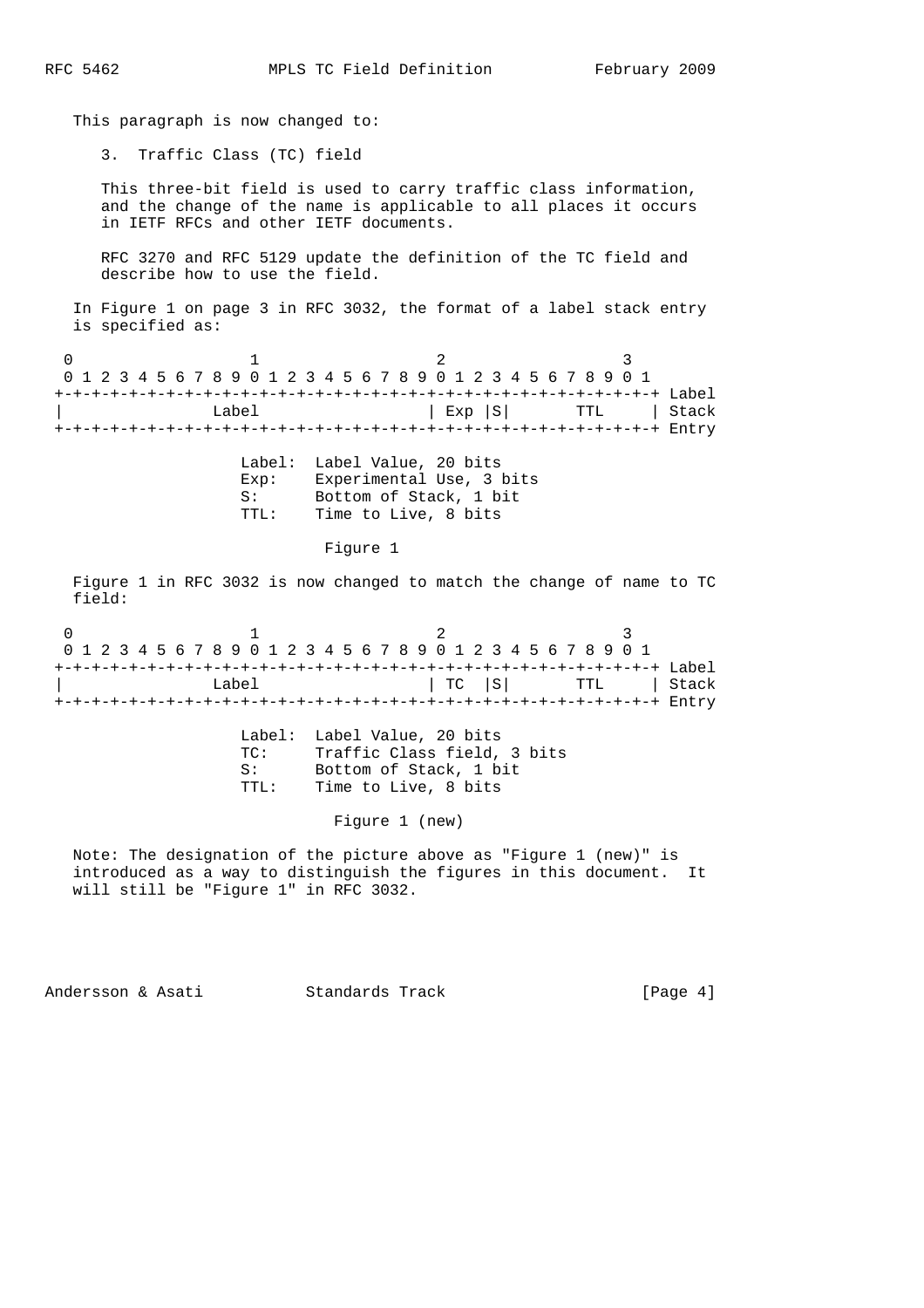This paragraph is now changed to:

3. Traffic Class (TC) field

This three-bit field is used to carry traffic class information, and the change of the name is applicable to all places it occurs in IETF RFCs and other IETF documents.

RFC 3270 and RFC 5129 update the definition of the TC field and describe how to use the field.

In Figure 1 on page 3 in RFC 3032, the format of a label stack entry is specified as:

```
 0                   1                   2                   3
 0 1 2 3 4 5 6 7 8 9 0 1 2 3 4 5 6 7 8 9 0 1 2 3 4 5 6 7 8 9 0 1
+-+-+-+-+-+-+-+-+-+-+-+-+-+-+-+-+-+-+-+-+-+-+-+-+-+-+-+-+-+-+-+-+ Label
|                Label                  | Exp |S|       TTL     | Stack
+-+-+-+-+-+-+-+-+-+-+-+-+-+-+-+-+-+-+-+-+-+-+-+-+-+-+-+-+-+-+-+-+ Entry

                    Label:  Label Value, 20 bits
                    Exp:    Experimental Use, 3 bits
                    S:      Bottom of Stack, 1 bit
                    TTL:    Time to Live, 8 bits
```

Figure 1

Figure 1 in RFC 3032 is now changed to match the change of name to TC field:

```
 0                   1                   2                   3
 0 1 2 3 4 5 6 7 8 9 0 1 2 3 4 5 6 7 8 9 0 1 2 3 4 5 6 7 8 9 0 1
+-+-+-+-+-+-+-+-+-+-+-+-+-+-+-+-+-+-+-+-+-+-+-+-+-+-+-+-+-+-+-+-+ Label
|                Label                  | TC  |S|       TTL     | Stack
+-+-+-+-+-+-+-+-+-+-+-+-+-+-+-+-+-+-+-+-+-+-+-+-+-+-+-+-+-+-+-+-+ Entry

                    Label:  Label Value, 20 bits
                    TC:     Traffic Class field, 3 bits
                    S:      Bottom of Stack, 1 bit
                    TTL:    Time to Live, 8 bits
```

Figure 1 (new)

Note: The designation of the picture above as "Figure 1 (new)" is introduced as a way to distinguish the figures in this document. It will still be "Figure 1" in RFC 3032.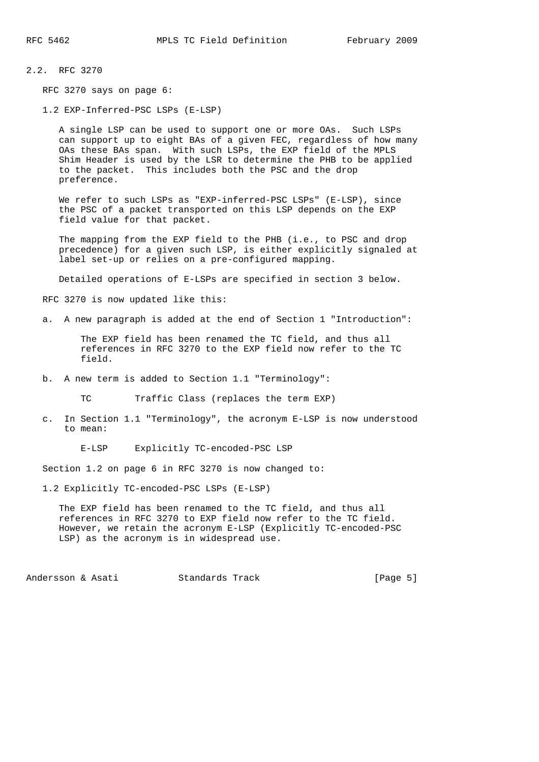## 2.2. RFC 3270

RFC 3270 says on page 6:

1.2 EXP-Inferred-PSC LSPs (E-LSP)

> A single LSP can be used to support one or more OAs. Such LSPs can support up to eight BAs of a given FEC, regardless of how many OAs these BAs span. With such LSPs, the EXP field of the MPLS Shim Header is used by the LSR to determine the PHB to be applied to the packet. This includes both the PSC and the drop preference.
>
> We refer to such LSPs as "EXP-inferred-PSC LSPs" (E-LSP), since the PSC of a packet transported on this LSP depends on the EXP field value for that packet.
>
> The mapping from the EXP field to the PHB (i.e., to PSC and drop precedence) for a given such LSP, is either explicitly signaled at label set-up or relies on a pre-configured mapping.
>
> Detailed operations of E-LSPs are specified in section 3 below.

RFC 3270 is now updated like this:

a. A new paragraph is added at the end of Section 1 "Introduction":

> The EXP field has been renamed the TC field, and thus all references in RFC 3270 to the EXP field now refer to the TC field.

b. A new term is added to Section 1.1 "Terminology":

> TC Traffic Class (replaces the term EXP)

c. In Section 1.1 "Terminology", the acronym E-LSP is now understood to mean:

> E-LSP Explicitly TC-encoded-PSC LSP

Section 1.2 on page 6 in RFC 3270 is now changed to:

1.2 Explicitly TC-encoded-PSC LSPs (E-LSP)

> The EXP field has been renamed to the TC field, and thus all references in RFC 3270 to EXP field now refer to the TC field. However, we retain the acronym E-LSP (Explicitly TC-encoded-PSC LSP) as the acronym is in widespread use.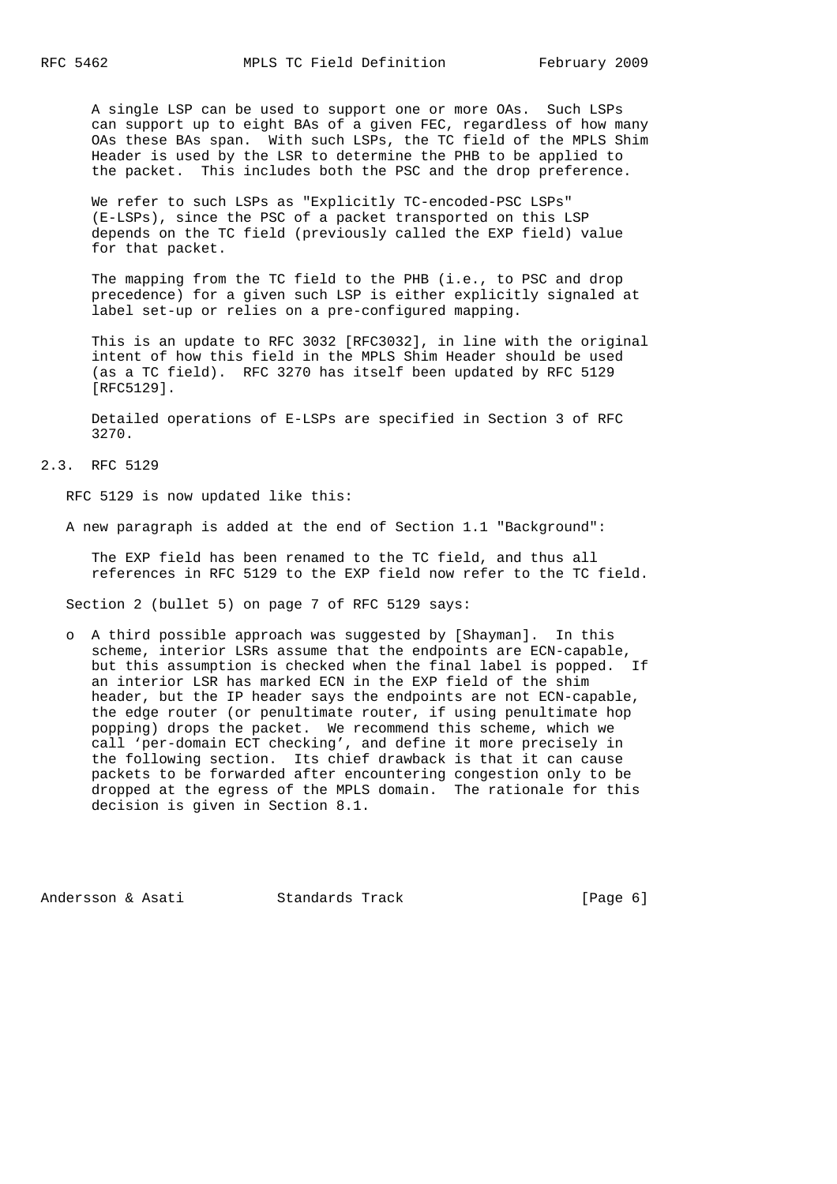A single LSP can be used to support one or more OAs. Such LSPs can support up to eight BAs of a given FEC, regardless of how many OAs these BAs span. With such LSPs, the TC field of the MPLS Shim Header is used by the LSR to determine the PHB to be applied to the packet. This includes both the PSC and the drop preference.

We refer to such LSPs as "Explicitly TC-encoded-PSC LSPs" (E-LSPs), since the PSC of a packet transported on this LSP depends on the TC field (previously called the EXP field) value for that packet.

The mapping from the TC field to the PHB (i.e., to PSC and drop precedence) for a given such LSP is either explicitly signaled at label set-up or relies on a pre-configured mapping.

This is an update to RFC 3032 [RFC3032], in line with the original intent of how this field in the MPLS Shim Header should be used (as a TC field). RFC 3270 has itself been updated by RFC 5129 [RFC5129].

Detailed operations of E-LSPs are specified in Section 3 of RFC 3270.

### 2.3. RFC 5129

RFC 5129 is now updated like this:

A new paragraph is added at the end of Section 1.1 "Background":

> The EXP field has been renamed to the TC field, and thus all references in RFC 5129 to the EXP field now refer to the TC field.

Section 2 (bullet 5) on page 7 of RFC 5129 says:

- o A third possible approach was suggested by [Shayman]. In this scheme, interior LSRs assume that the endpoints are ECN-capable, but this assumption is checked when the final label is popped. If an interior LSR has marked ECN in the EXP field of the shim header, but the IP header says the endpoints are not ECN-capable, the edge router (or penultimate router, if using penultimate hop popping) drops the packet. We recommend this scheme, which we call 'per-domain ECT checking', and define it more precisely in the following section. Its chief drawback is that it can cause packets to be forwarded after encountering congestion only to be dropped at the egress of the MPLS domain. The rationale for this decision is given in Section 8.1.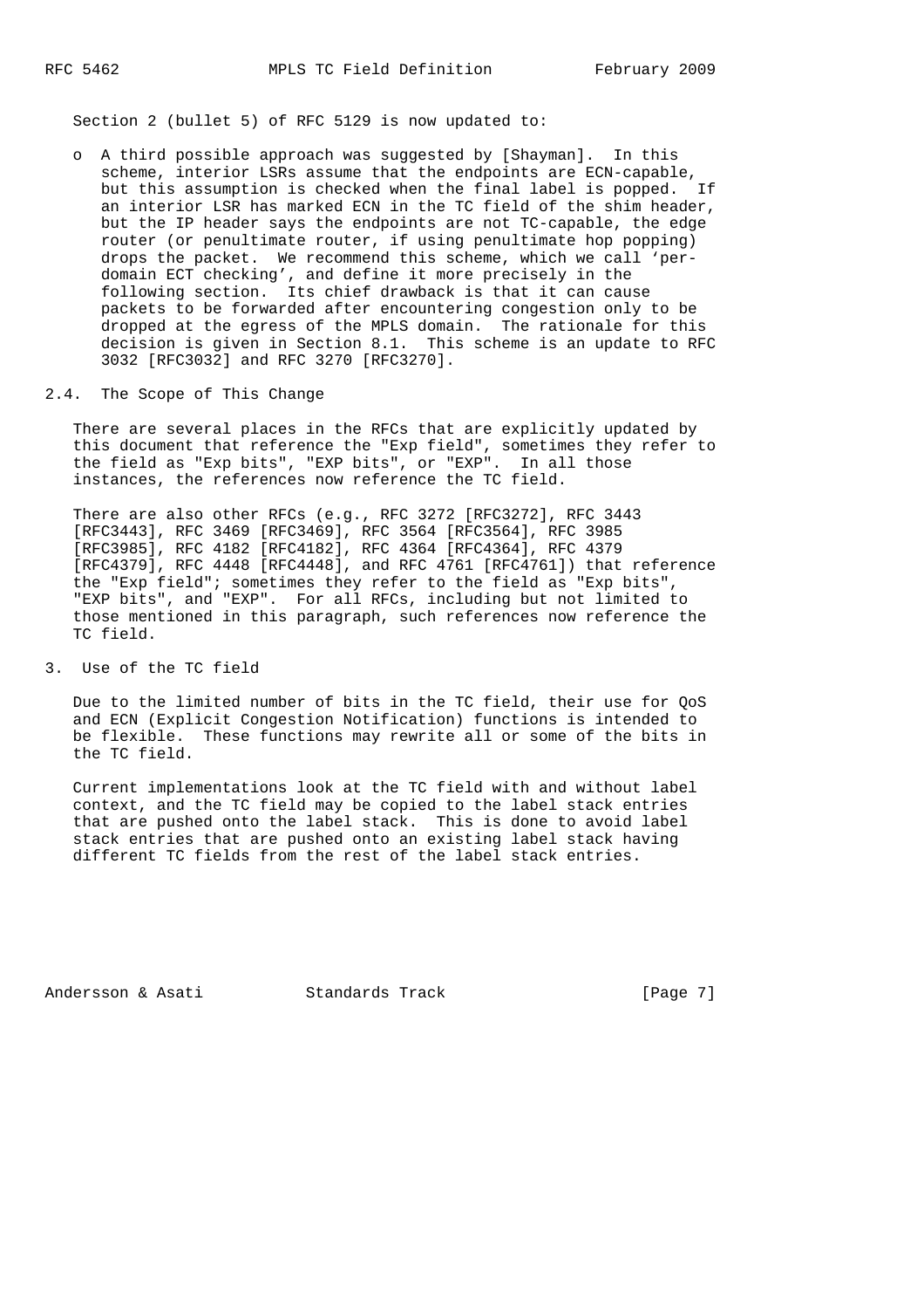Section 2 (bullet 5) of RFC 5129 is now updated to:

- A third possible approach was suggested by [Shayman]. In this scheme, interior LSRs assume that the endpoints are ECN-capable, but this assumption is checked when the final label is popped. If an interior LSR has marked ECN in the TC field of the shim header, but the IP header says the endpoints are not TC-capable, the edge router (or penultimate router, if using penultimate hop popping) drops the packet. We recommend this scheme, which we call 'per-domain ECT checking', and define it more precisely in the following section. Its chief drawback is that it can cause packets to be forwarded after encountering congestion only to be dropped at the egress of the MPLS domain. The rationale for this decision is given in Section 8.1. This scheme is an update to RFC 3032 [RFC3032] and RFC 3270 [RFC3270].

## 2.4. The Scope of This Change

There are several places in the RFCs that are explicitly updated by this document that reference the "Exp field", sometimes they refer to the field as "Exp bits", "EXP bits", or "EXP". In all those instances, the references now reference the TC field.

There are also other RFCs (e.g., RFC 3272 [RFC3272], RFC 3443 [RFC3443], RFC 3469 [RFC3469], RFC 3564 [RFC3564], RFC 3985 [RFC3985], RFC 4182 [RFC4182], RFC 4364 [RFC4364], RFC 4379 [RFC4379], RFC 4448 [RFC4448], and RFC 4761 [RFC4761]) that reference the "Exp field"; sometimes they refer to the field as "Exp bits", "EXP bits", and "EXP". For all RFCs, including but not limited to those mentioned in this paragraph, such references now reference the TC field.

# 3. Use of the TC field

Due to the limited number of bits in the TC field, their use for QoS and ECN (Explicit Congestion Notification) functions is intended to be flexible. These functions may rewrite all or some of the bits in the TC field.

Current implementations look at the TC field with and without label context, and the TC field may be copied to the label stack entries that are pushed onto the label stack. This is done to avoid label stack entries that are pushed onto an existing label stack having different TC fields from the rest of the label stack entries.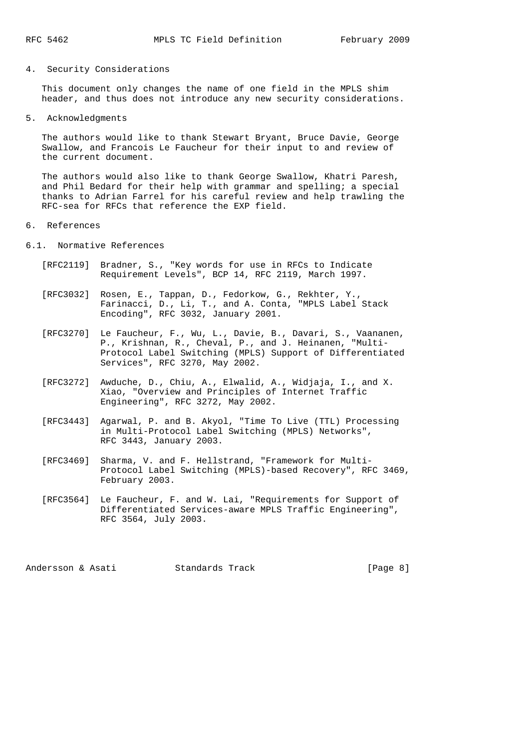## 4. Security Considerations

This document only changes the name of one field in the MPLS shim header, and thus does not introduce any new security considerations.

## 5. Acknowledgments

The authors would like to thank Stewart Bryant, Bruce Davie, George Swallow, and Francois Le Faucheur for their input to and review of the current document.

The authors would also like to thank George Swallow, Khatri Paresh, and Phil Bedard for their help with grammar and spelling; a special thanks to Adrian Farrel for his careful review and help trawling the RFC-sea for RFCs that reference the EXP field.

## 6. References

### 6.1. Normative References

[RFC2119] Bradner, S., "Key words for use in RFCs to Indicate Requirement Levels", BCP 14, RFC 2119, March 1997.

[RFC3032] Rosen, E., Tappan, D., Fedorkow, G., Rekhter, Y., Farinacci, D., Li, T., and A. Conta, "MPLS Label Stack Encoding", RFC 3032, January 2001.

[RFC3270] Le Faucheur, F., Wu, L., Davie, B., Davari, S., Vaananen, P., Krishnan, R., Cheval, P., and J. Heinanen, "Multi-Protocol Label Switching (MPLS) Support of Differentiated Services", RFC 3270, May 2002.

[RFC3272] Awduche, D., Chiu, A., Elwalid, A., Widjaja, I., and X. Xiao, "Overview and Principles of Internet Traffic Engineering", RFC 3272, May 2002.

[RFC3443] Agarwal, P. and B. Akyol, "Time To Live (TTL) Processing in Multi-Protocol Label Switching (MPLS) Networks", RFC 3443, January 2003.

[RFC3469] Sharma, V. and F. Hellstrand, "Framework for Multi-Protocol Label Switching (MPLS)-based Recovery", RFC 3469, February 2003.

[RFC3564] Le Faucheur, F. and W. Lai, "Requirements for Support of Differentiated Services-aware MPLS Traffic Engineering", RFC 3564, July 2003.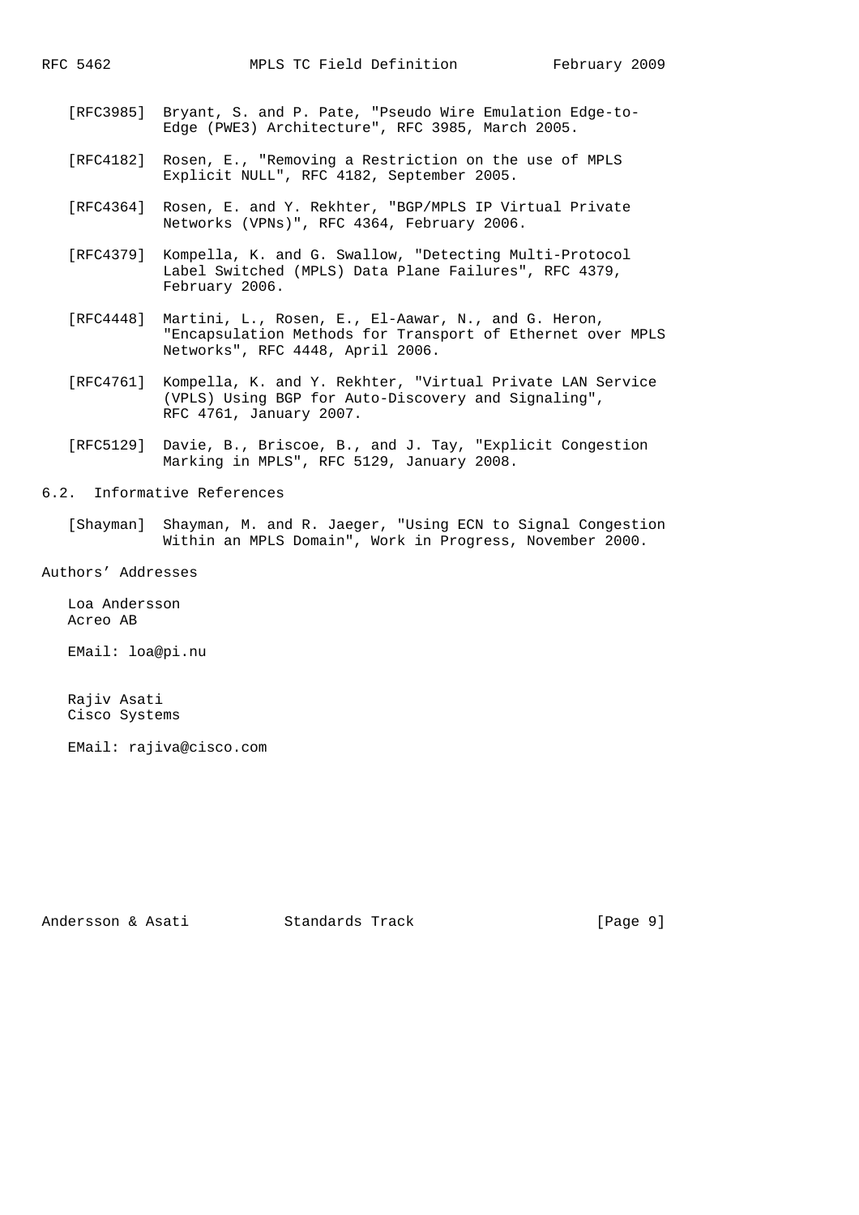[RFC3985] Bryant, S. and P. Pate, "Pseudo Wire Emulation Edge-to-Edge (PWE3) Architecture", RFC 3985, March 2005.

[RFC4182] Rosen, E., "Removing a Restriction on the use of MPLS Explicit NULL", RFC 4182, September 2005.

[RFC4364] Rosen, E. and Y. Rekhter, "BGP/MPLS IP Virtual Private Networks (VPNs)", RFC 4364, February 2006.

[RFC4379] Kompella, K. and G. Swallow, "Detecting Multi-Protocol Label Switched (MPLS) Data Plane Failures", RFC 4379, February 2006.

[RFC4448] Martini, L., Rosen, E., El-Aawar, N., and G. Heron, "Encapsulation Methods for Transport of Ethernet over MPLS Networks", RFC 4448, April 2006.

[RFC4761] Kompella, K. and Y. Rekhter, "Virtual Private LAN Service (VPLS) Using BGP for Auto-Discovery and Signaling", RFC 4761, January 2007.

[RFC5129] Davie, B., Briscoe, B., and J. Tay, "Explicit Congestion Marking in MPLS", RFC 5129, January 2008.

## 6.2. Informative References

[Shayman] Shayman, M. and R. Jaeger, "Using ECN to Signal Congestion Within an MPLS Domain", Work in Progress, November 2000.

## Authors' Addresses

Loa Andersson
Acreo AB

EMail: loa@pi.nu

Rajiv Asati
Cisco Systems

EMail: rajiva@cisco.com